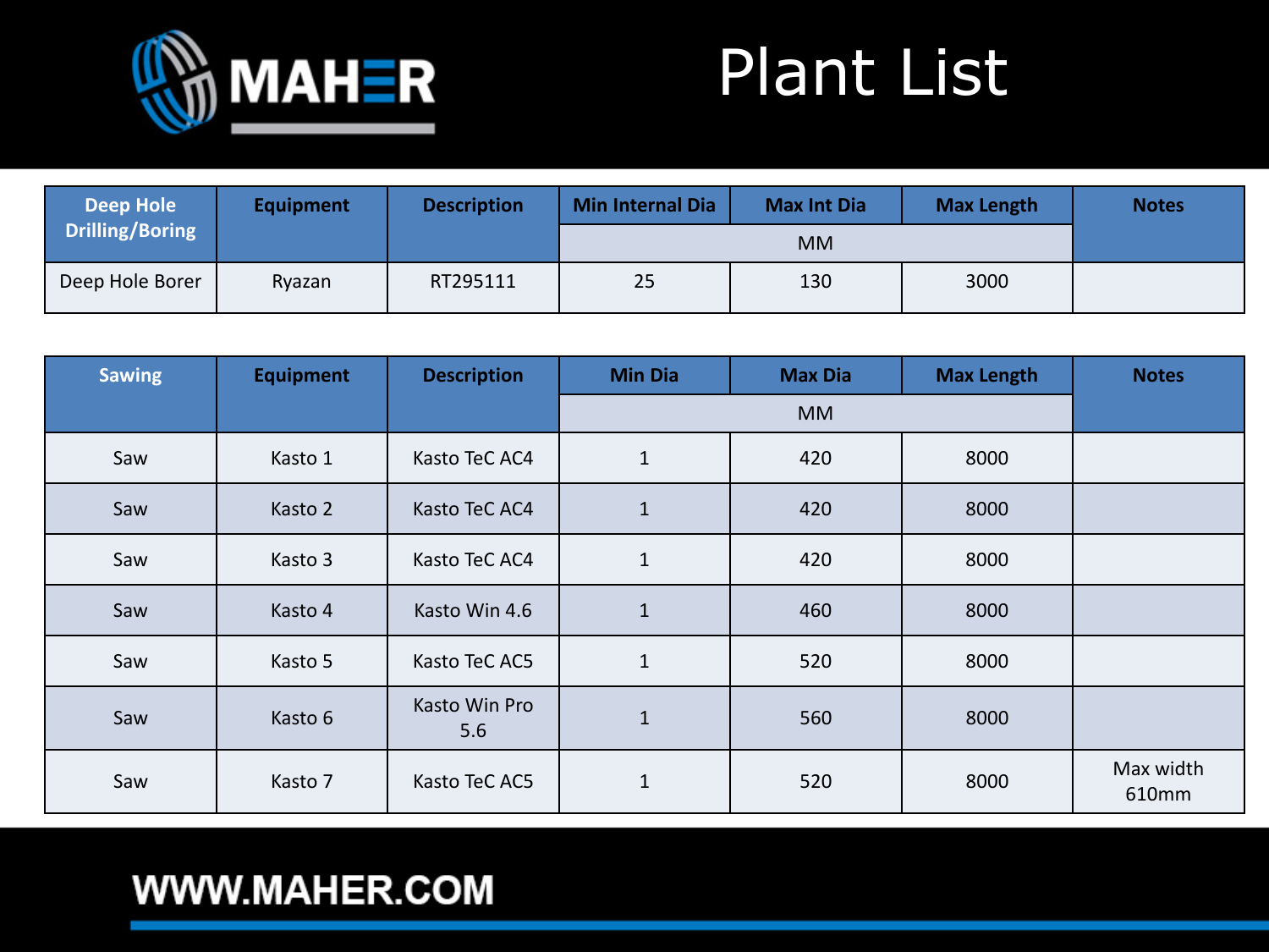# MAHER

# Plant List

| Deep Hole Drilling/Boring | Equipment | Description | Min Internal Dia | Max Int Dia | Max Length | Notes |
|---|---|---|---|---|---|---|
| | | | MM | | | |
| Deep Hole Borer | Ryazan | RT295111 | 25 | 130 | 3000 | |

| Sawing | Equipment | Description | Min Dia | Max Dia | Max Length | Notes |
|---|---|---|---|---|---|---|
| | | | MM | | | |
| Saw | Kasto 1 | Kasto TeC AC4 | 1 | 420 | 8000 | |
| Saw | Kasto 2 | Kasto TeC AC4 | 1 | 420 | 8000 | |
| Saw | Kasto 3 | Kasto TeC AC4 | 1 | 420 | 8000 | |
| Saw | Kasto 4 | Kasto Win 4.6 | 1 | 460 | 8000 | |
| Saw | Kasto 5 | Kasto TeC AC5 | 1 | 520 | 8000 | |
| Saw | Kasto 6 | Kasto Win Pro 5.6 | 1 | 560 | 8000 | |
| Saw | Kasto 7 | Kasto TeC AC5 | 1 | 520 | 8000 | Max width 610mm |

WWW.MAHER.COM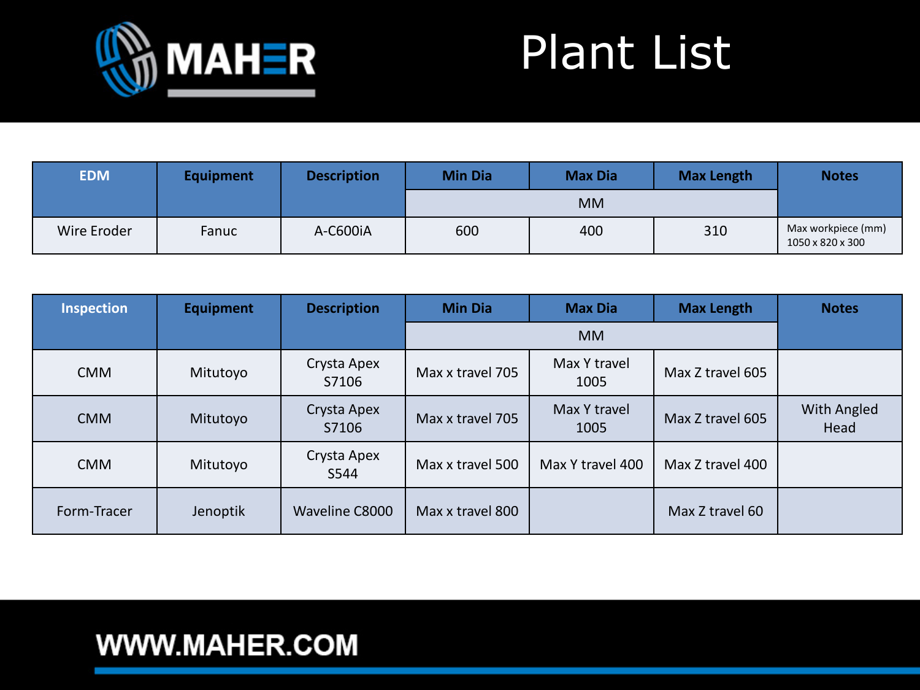# Plant List

| EDM | Equipment | Description | Min Dia | Max Dia | Max Length | Notes |
|---|---|---|---|---|---|---|
| | | | MM | | | |
| Wire Eroder | Fanuc | A-C600iA | 600 | 400 | 310 | Max workpiece (mm) 1050 x 820 x 300 |

| Inspection | Equipment | Description | Min Dia | Max Dia | Max Length | Notes |
|---|---|---|---|---|---|---|
| | | | MM | | | |
| CMM | Mitutoyo | Crysta Apex S7106 | Max x travel 705 | Max Y travel 1005 | Max Z travel 605 | |
| CMM | Mitutoyo | Crysta Apex S7106 | Max x travel 705 | Max Y travel 1005 | Max Z travel 605 | With Angled Head |
| CMM | Mitutoyo | Crysta Apex S544 | Max x travel 500 | Max Y travel 400 | Max Z travel 400 | |
| Form-Tracer | Jenoptik | Waveline C8000 | Max x travel 800 | | Max Z travel 60 | |

WWW.MAHER.COM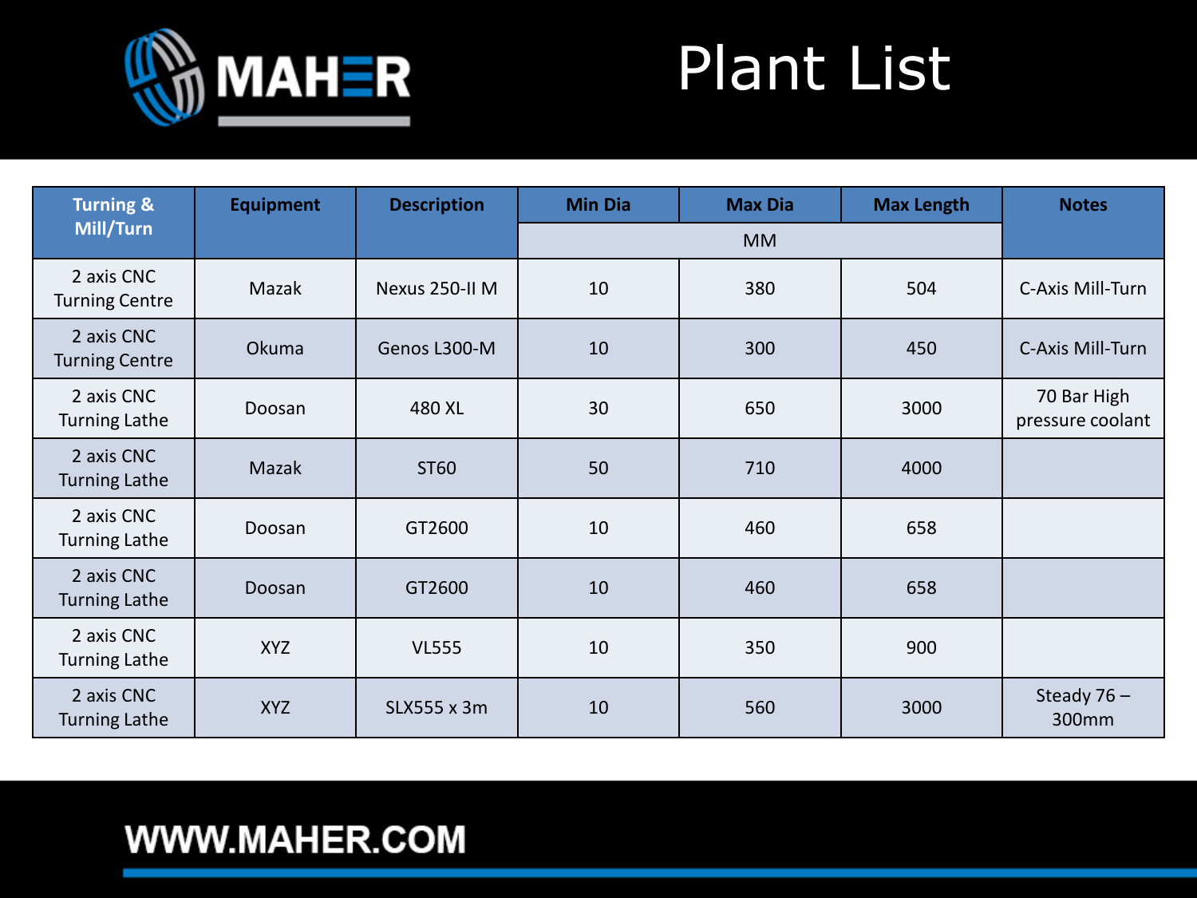# MAHER

# Plant List

| Turning & Mill/Turn | Equipment | Description | Min Dia | Max Dia | Max Length | Notes |
|---|---|---|---|---|---|---|
| | | | MM | | | |
| 2 axis CNC Turning Centre | Mazak | Nexus 250-II M | 10 | 380 | 504 | C-Axis Mill-Turn |
| 2 axis CNC Turning Centre | Okuma | Genos L300-M | 10 | 300 | 450 | C-Axis Mill-Turn |
| 2 axis CNC Turning Lathe | Doosan | 480 XL | 30 | 650 | 3000 | 70 Bar High pressure coolant |
| 2 axis CNC Turning Lathe | Mazak | ST60 | 50 | 710 | 4000 | |
| 2 axis CNC Turning Lathe | Doosan | GT2600 | 10 | 460 | 658 | |
| 2 axis CNC Turning Lathe | Doosan | GT2600 | 10 | 460 | 658 | |
| 2 axis CNC Turning Lathe | XYZ | VL555 | 10 | 350 | 900 | |
| 2 axis CNC Turning Lathe | XYZ | SLX555 x 3m | 10 | 560 | 3000 | Steady 76 – 300mm |

WWW.MAHER.COM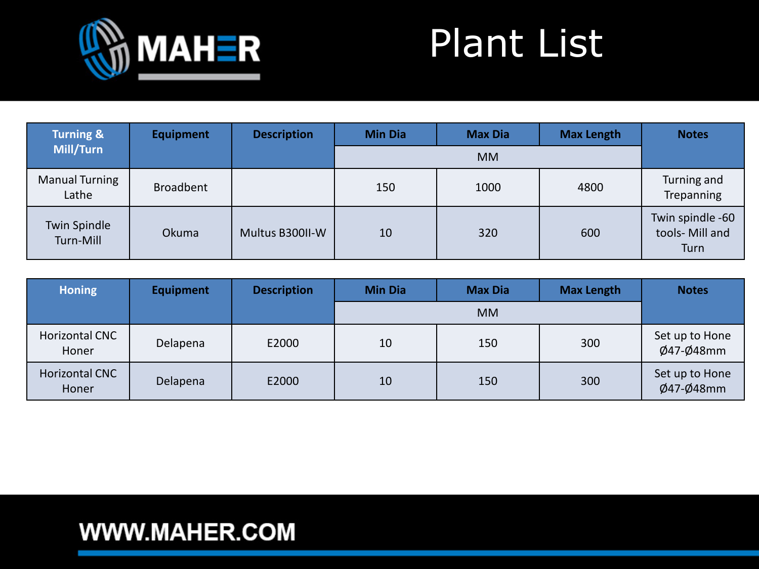# Plant List

| Turning & Mill/Turn | Equipment | Description | Min Dia | Max Dia | Max Length | Notes |
|---|---|---|---|---|---|---|
| | | | MM | | | |
| Manual Turning Lathe | Broadbent | | 150 | 1000 | 4800 | Turning and Trepanning |
| Twin Spindle Turn-Mill | Okuma | Multus B300II-W | 10 | 320 | 600 | Twin spindle -60 tools- Mill and Turn |

| Honing | Equipment | Description | Min Dia | Max Dia | Max Length | Notes |
|---|---|---|---|---|---|---|
| | | | MM | | | |
| Horizontal CNC Honer | Delapena | E2000 | 10 | 150 | 300 | Set up to Hone Ø47-Ø48mm |
| Horizontal CNC Honer | Delapena | E2000 | 10 | 150 | 300 | Set up to Hone Ø47-Ø48mm |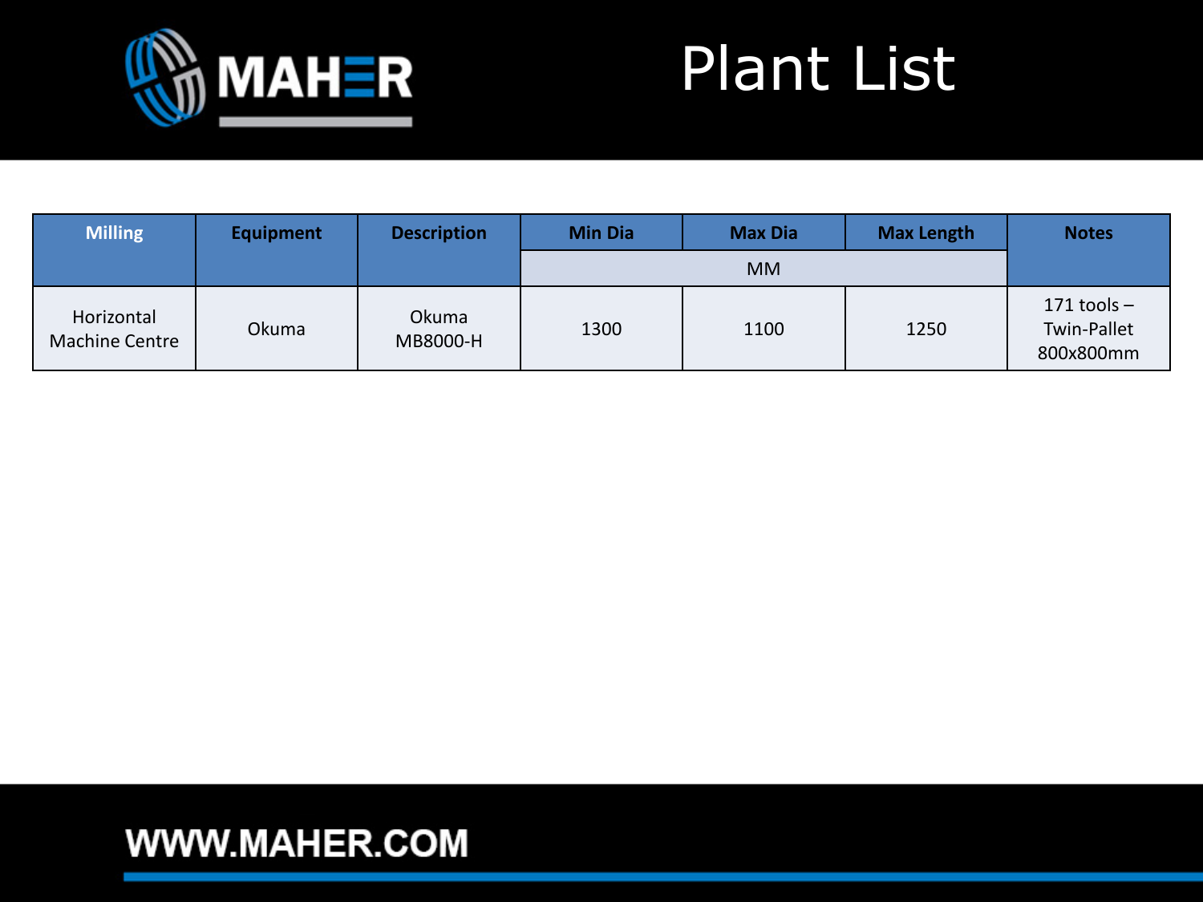# Plant List

| Milling | Equipment | Description | Min Dia | Max Dia | Max Length | Notes |
|---|---|---|---|---|---|---|
| | | | MM | | | |
| Horizontal Machine Centre | Okuma | Okuma MB8000-H | 1300 | 1100 | 1250 | 171 tools – Twin-Pallet 800x800mm |

WWW.MAHER.COM